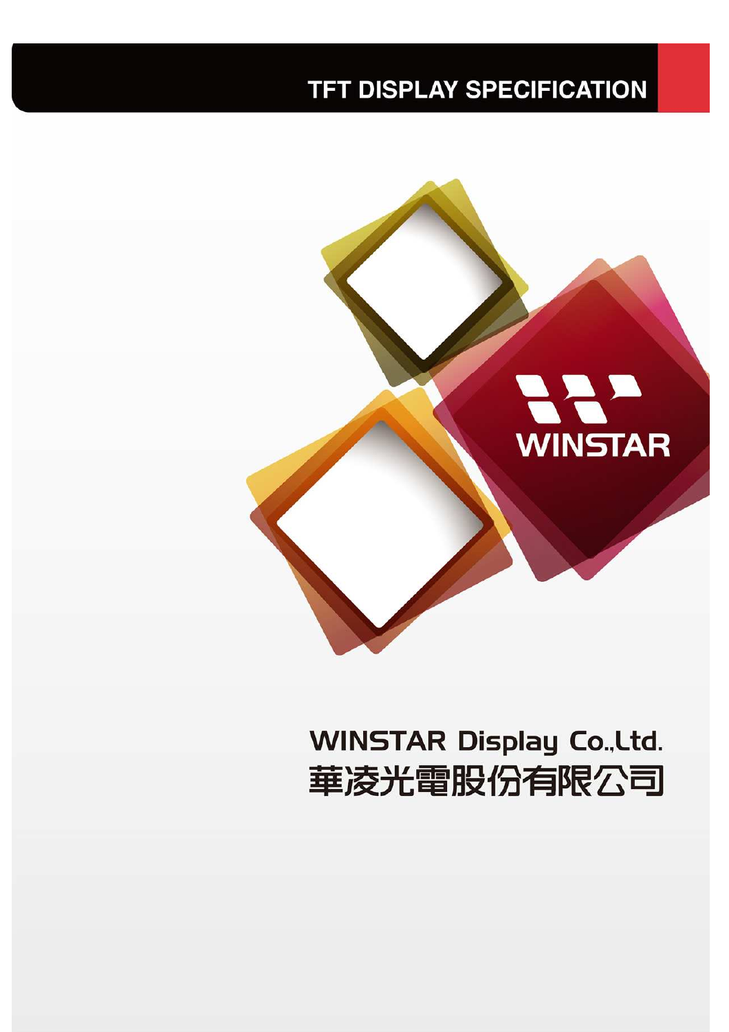# TFT DISPLAY SPECIFICATION

WINSTAR

WINSTAR Display Co.,Ltd.

華凌光電股份有限公司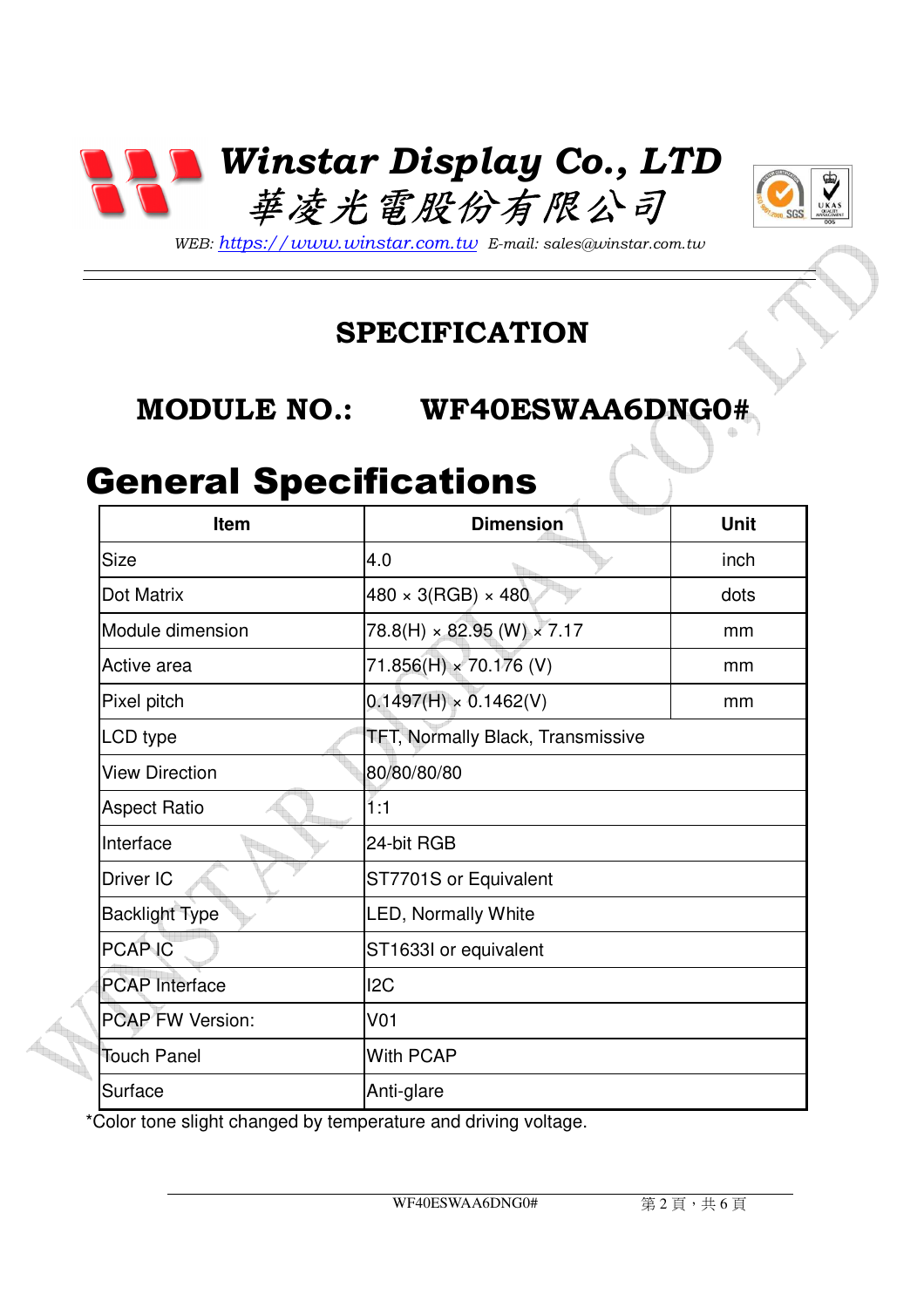# Winstar Display Co., LTD
# 華凌光電股份有限公司

*WEB: https://www.winstar.com.tw E-mail: sales@winstar.com.tw*

## SPECIFICATION

## MODULE NO.: WF40ESWAA6DNG0#

# General Specifications

| Item | Dimension | Unit |
|---|---|---|
| Size | 4.0 | inch |
| Dot Matrix | 480 × 3(RGB) × 480 | dots |
| Module dimension | 78.8(H) × 82.95 (W) × 7.17 | mm |
| Active area | 71.856(H) × 70.176 (V) | mm |
| Pixel pitch | 0.1497(H) × 0.1462(V) | mm |
| LCD type | TFT, Normally Black, Transmissive | |
| View Direction | 80/80/80/80 | |
| Aspect Ratio | 1:1 | |
| Interface | 24-bit RGB | |
| Driver IC | ST7701S or Equivalent | |
| Backlight Type | LED, Normally White | |
| PCAP IC | ST1633I or equivalent | |
| PCAP Interface | I2C | |
| PCAP FW Version: | V01 | |
| Touch Panel | With PCAP | |
| Surface | Anti-glare | |

*Color tone slight changed by temperature and driving voltage.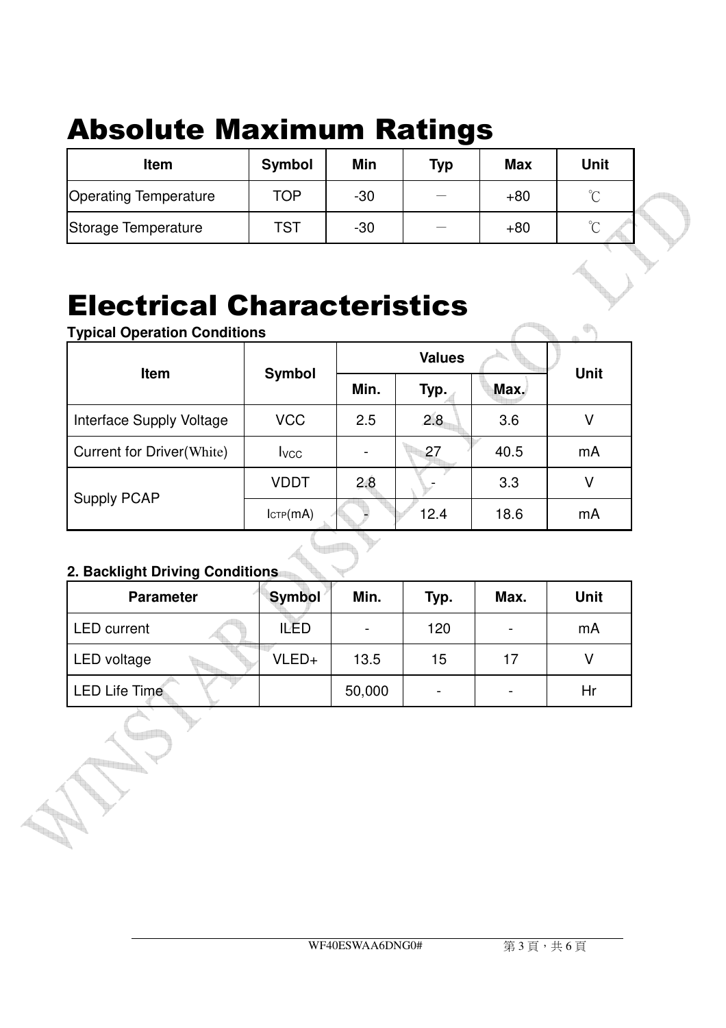# Absolute Maximum Ratings

| Item | Symbol | Min | Typ | Max | Unit |
|---|---|---|---|---|---|
| Operating Temperature | TOP | -30 | － | +80 | ℃ |
| Storage Temperature | TST | -30 | － | +80 | ℃ |

# Electrical Characteristics

**Typical Operation Conditions**

| Item | Symbol | Values | | | Unit |
|---|---|---|---|---|---|
| | | Min. | Typ. | Max. | |
| Interface Supply Voltage | VCC | 2.5 | 2.8 | 3.6 | V |
| Current for Driver(White) | $I_{VCC}$ | - | 27 | 40.5 | mA |
| Supply PCAP | VDDT | 2.8 | - | 3.3 | V |
| | $I_{CTP}$(mA) | - | 12.4 | 18.6 | mA |

**2. Backlight Driving Conditions**

| Parameter | Symbol | Min. | Typ. | Max. | Unit |
|---|---|---|---|---|---|
| LED current | ILED | - | 120 | - | mA |
| LED voltage | VLED+ | 13.5 | 15 | 17 | V |
| LED Life Time | | 50,000 | - | - | Hr |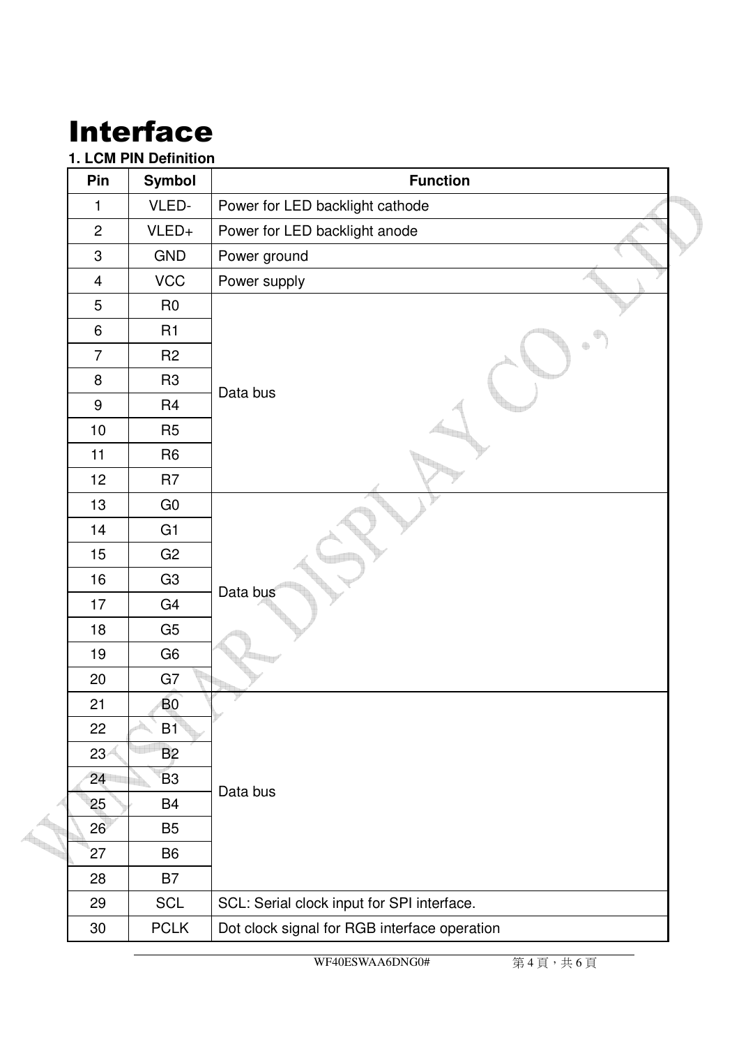# Interface

**1. LCM PIN Definition**

| Pin | Symbol | Function |
|---|---|---|
| 1 | VLED- | Power for LED backlight cathode |
| 2 | VLED+ | Power for LED backlight anode |
| 3 | GND | Power ground |
| 4 | VCC | Power supply |
| 5 | R0 | Data bus |
| 6 | R1 | |
| 7 | R2 | |
| 8 | R3 | |
| 9 | R4 | |
| 10 | R5 | |
| 11 | R6 | |
| 12 | R7 | |
| 13 | G0 | Data bus |
| 14 | G1 | |
| 15 | G2 | |
| 16 | G3 | |
| 17 | G4 | |
| 18 | G5 | |
| 19 | G6 | |
| 20 | G7 | |
| 21 | B0 | Data bus |
| 22 | B1 | |
| 23 | B2 | |
| 24 | B3 | |
| 25 | B4 | |
| 26 | B5 | |
| 27 | B6 | |
| 28 | B7 | |
| 29 | SCL | SCL: Serial clock input for SPI interface. |
| 30 | PCLK | Dot clock signal for RGB interface operation |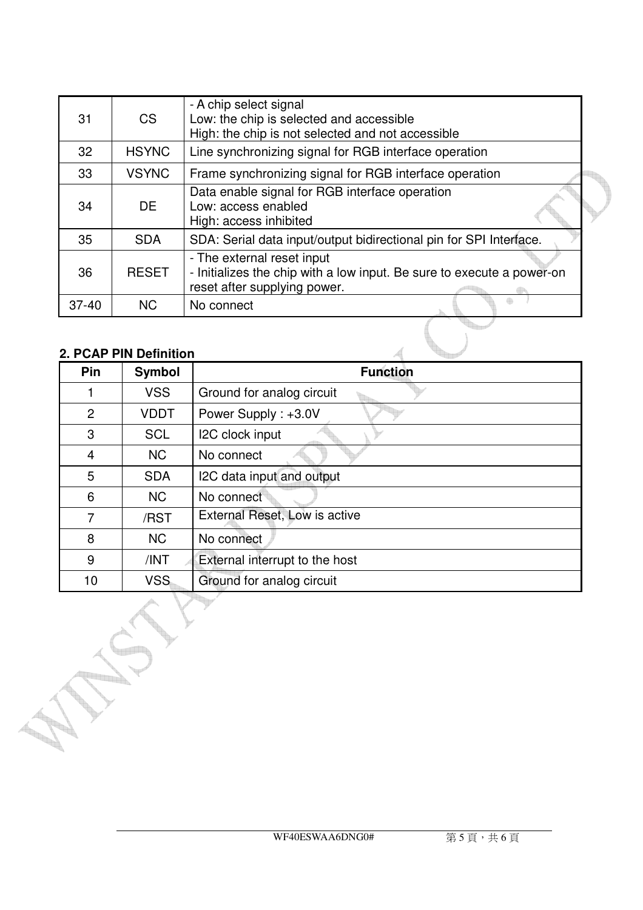| | | |
|---|---|---|
| 31 | CS | - A chip select signal<br>Low: the chip is selected and accessible<br>High: the chip is not selected and not accessible |
| 32 | HSYNC | Line synchronizing signal for RGB interface operation |
| 33 | VSYNC | Frame synchronizing signal for RGB interface operation |
| 34 | DE | Data enable signal for RGB interface operation<br>Low: access enabled<br>High: access inhibited |
| 35 | SDA | SDA: Serial data input/output bidirectional pin for SPI Interface. |
| 36 | RESET | - The external reset input<br>- Initializes the chip with a low input. Be sure to execute a power-on reset after supplying power. |
| 37-40 | NC | No connect |

**2. PCAP PIN Definition**

| Pin | Symbol | Function |
|---|---|---|
| 1 | VSS | Ground for analog circuit |
| 2 | VDDT | Power Supply : +3.0V |
| 3 | SCL | I2C clock input |
| 4 | NC | No connect |
| 5 | SDA | I2C data input and output |
| 6 | NC | No connect |
| 7 | /RST | External Reset, Low is active |
| 8 | NC | No connect |
| 9 | /INT | External interrupt to the host |
| 10 | VSS | Ground for analog circuit |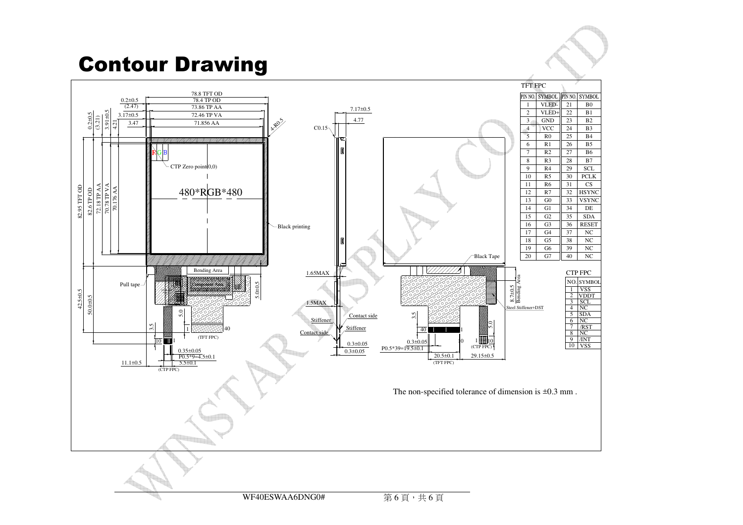# Contour Drawing

78.8 TFT OD
78.4 TP OD
73.86 TP AA
72.46 TP VA
71.856 AA
0.2±0.5
(2.47)
3.17±0.5
3.47
7.17±0.5
4.77
4-R0.5
C0.15
0.2±0.5
(3.21)
3.91±0.5
4.21
82.95 TFT OD
82.6 TP OD
72.18 TP AA
70.78 TP VA
70.176 AA
RGB
CTP Zero point(0,0)
480*RGB*480
Black printing
Bending Area
Pull tape
5.0±0.5
42.5±0.5
50.0±0.5
1.65MAX
1.5MAX
5.0
3.5
1
40
(TFT FPC)
10
1
0.35±0.05
P0.5*9=4.5±0.1
5.5±0.1
11.1±0.5
(CTP FPC)
Stiffener
Contact side
Contact side
Stiffener
0.3±0.05
0.3±0.05
Black Tape
8.7±0.5
Bending Area
Steel Stiffener+DST
3.5
5.0
40
1
0.3±0.05
P0.5*39=19.5±0.1
10
1
10
(CTP FPC)
20.5±0.1
(TFT FPC)
29.15±0.5

TFT FPC

| PIN NO. | SYMBOL | PIN NO. | SYMBOL |
|---|---|---|---|
| 1 | VLED- | 21 | B0 |
| 2 | VLED+ | 22 | B1 |
| 3 | GND | 23 | B2 |
| 4 | VCC | 24 | B3 |
| 5 | R0 | 25 | B4 |
| 6 | R1 | 26 | B5 |
| 7 | R2 | 27 | B6 |
| 8 | R3 | 28 | B7 |
| 9 | R4 | 29 | SCL |
| 10 | R5 | 30 | PCLK |
| 11 | R6 | 31 | CS |
| 12 | R7 | 32 | HSYNC |
| 13 | G0 | 33 | VSYNC |
| 14 | G1 | 34 | DE |
| 15 | G2 | 35 | SDA |
| 16 | G3 | 36 | RESET |
| 17 | G4 | 37 | NC |
| 18 | G5 | 38 | NC |
| 19 | G6 | 39 | NC |
| 20 | G7 | 40 | NC |

CTP FPC

| NO. | SYMBOL |
|---|---|
| 1 | VSS |
| 2 | VDDT |
| 3 | SCL |
| 4 | NC |
| 5 | SDA |
| 6 | NC |
| 7 | /RST |
| 8 | NC |
| 9 | /INT |
| 10 | VSS |

The non-specified tolerance of dimension is ±0.3 mm .